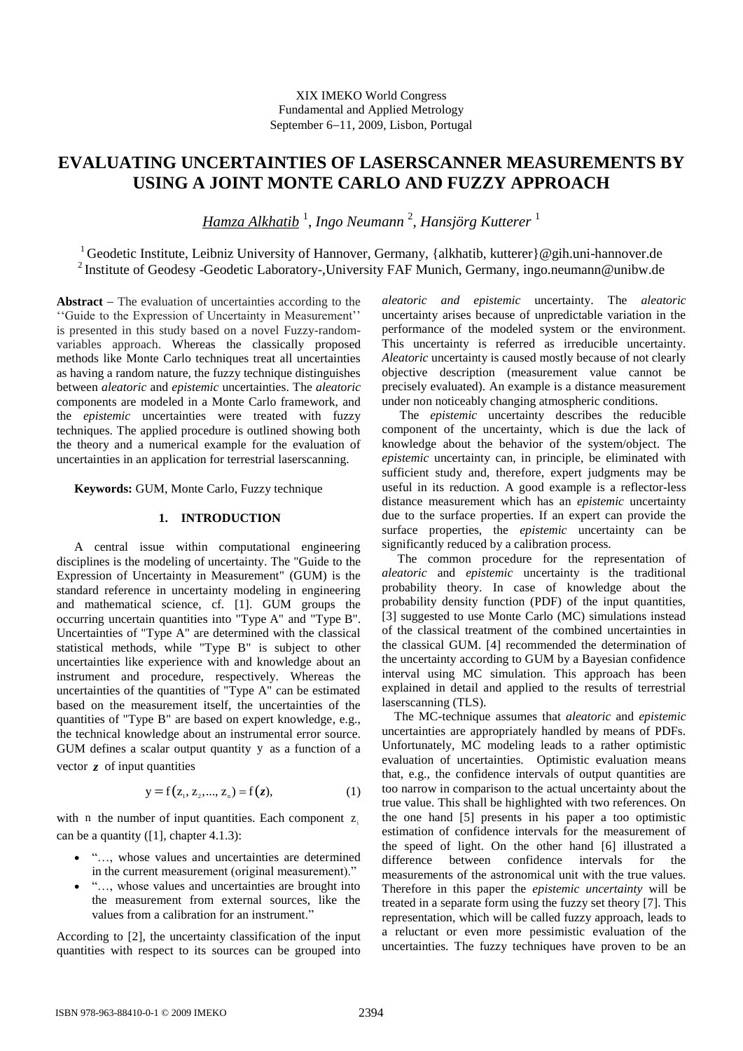XIX IMEKO World Congress
Fundamental and Applied Metrology
September 6−11, 2009, Lisbon, Portugal

# EVALUATING UNCERTAINTIES OF LASERSCANNER MEASUREMENTS BY USING A JOINT MONTE CARLO AND FUZZY APPROACH

*Hamza Alkhatib* [1], *Ingo Neumann* [2], *Hansjörg Kutterer* [1]

[1] Geodetic Institute, Leibniz University of Hannover, Germany, {alkhatib, kutterer}@gih.uni-hannover.de
[2] Institute of Geodesy -Geodetic Laboratory-,University FAF Munich, Germany, ingo.neumann@unibw.de

**Abstract** − The evaluation of uncertainties according to the ''Guide to the Expression of Uncertainty in Measurement'' is presented in this study based on a novel Fuzzy-random-variables approach. Whereas the classically proposed methods like Monte Carlo techniques treat all uncertainties as having a random nature, the fuzzy technique distinguishes between *aleatoric* and *epistemic* uncertainties. The *aleatoric* components are modeled in a Monte Carlo framework, and the *epistemic* uncertainties were treated with fuzzy techniques. The applied procedure is outlined showing both the theory and a numerical example for the evaluation of uncertainties in an application for terrestrial laserscanning.

**Keywords:** GUM, Monte Carlo, Fuzzy technique

## 1. INTRODUCTION

A central issue within computational engineering disciplines is the modeling of uncertainty. The "Guide to the Expression of Uncertainty in Measurement" (GUM) is the standard reference in uncertainty modeling in engineering and mathematical science, cf. [1]. GUM groups the occurring uncertain quantities into "Type A" and "Type B". Uncertainties of "Type A" are determined with the classical statistical methods, while "Type B" is subject to other uncertainties like experience with and knowledge about an instrument and procedure, respectively. Whereas the uncertainties of the quantities of "Type A" can be estimated based on the measurement itself, the uncertainties of the quantities of "Type B" are based on expert knowledge, e.g., the technical knowledge about an instrumental error source. GUM defines a scalar output quantity $y$ as a function of a vector $\boldsymbol{z}$ of input quantities

$$y = f(z_1, z_2, ..., z_n) = f(\boldsymbol{z}), \tag{1}$$

with $n$ the number of input quantities. Each component $z_i$ can be a quantity ([1], chapter 4.1.3):

- "…, whose values and uncertainties are determined in the current measurement (original measurement)."
- "…, whose values and uncertainties are brought into the measurement from external sources, like the values from a calibration for an instrument."

According to [2], the uncertainty classification of the input quantities with respect to its sources can be grouped into *aleatoric and epistemic* uncertainty. The *aleatoric* uncertainty arises because of unpredictable variation in the performance of the modeled system or the environment. This uncertainty is referred as irreducible uncertainty. *Aleatoric* uncertainty is caused mostly because of not clearly objective description (measurement value cannot be precisely evaluated). An example is a distance measurement under non noticeably changing atmospheric conditions.

The *epistemic* uncertainty describes the reducible component of the uncertainty, which is due the lack of knowledge about the behavior of the system/object. The *epistemic* uncertainty can, in principle, be eliminated with sufficient study and, therefore, expert judgments may be useful in its reduction. A good example is a reflector-less distance measurement which has an *epistemic* uncertainty due to the surface properties. If an expert can provide the surface properties, the *epistemic* uncertainty can be significantly reduced by a calibration process.

The common procedure for the representation of *aleatoric* and *epistemic* uncertainty is the traditional probability theory. In case of knowledge about the probability density function (PDF) of the input quantities, [3] suggested to use Monte Carlo (MC) simulations instead of the classical treatment of the combined uncertainties in the classical GUM. [4] recommended the determination of the uncertainty according to GUM by a Bayesian confidence interval using MC simulation. This approach has been explained in detail and applied to the results of terrestrial laserscanning (TLS).

The MC-technique assumes that *aleatoric* and *epistemic* uncertainties are appropriately handled by means of PDFs. Unfortunately, MC modeling leads to a rather optimistic evaluation of uncertainties. Optimistic evaluation means that, e.g., the confidence intervals of output quantities are too narrow in comparison to the actual uncertainty about the true value. This shall be highlighted with two references. On the one hand [5] presents in his paper a too optimistic estimation of confidence intervals for the measurement of the speed of light. On the other hand [6] illustrated a difference between confidence intervals for the measurements of the astronomical unit with the true values. Therefore in this paper the *epistemic uncertainty* will be treated in a separate form using the fuzzy set theory [7]. This representation, which will be called fuzzy approach, leads to a reluctant or even more pessimistic evaluation of the uncertainties. The fuzzy techniques have proven to be an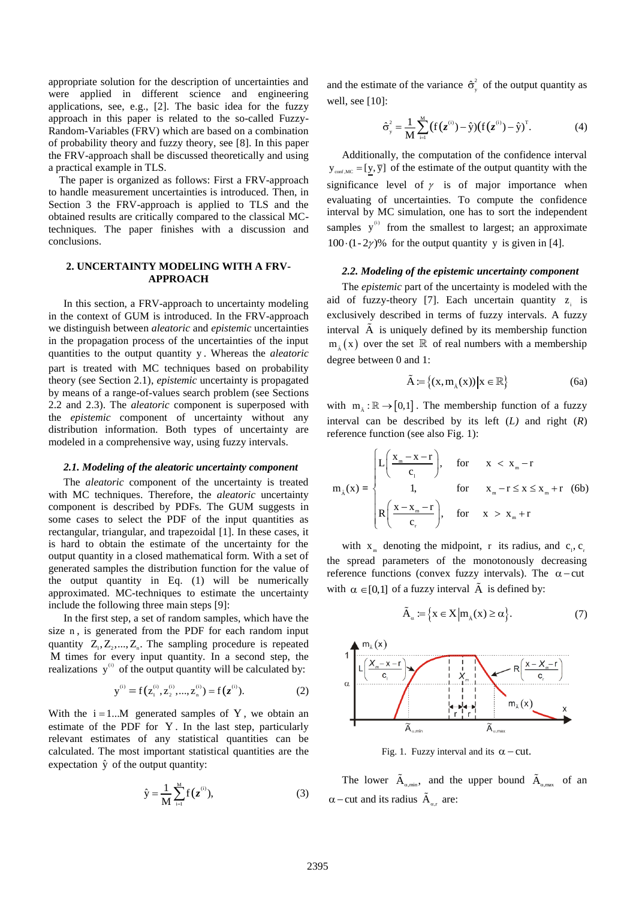appropriate solution for the description of uncertainties and were applied in different science and engineering applications, see, e.g., [2]. The basic idea for the fuzzy approach in this paper is related to the so-called Fuzzy-Random-Variables (FRV) which are based on a combination of probability theory and fuzzy theory, see [8]. In this paper the FRV-approach shall be discussed theoretically and using a practical example in TLS.

The paper is organized as follows: First a FRV-approach to handle measurement uncertainties is introduced. Then, in Section 3 the FRV-approach is applied to TLS and the obtained results are critically compared to the classical MC-techniques. The paper finishes with a discussion and conclusions.

## 2. UNCERTAINTY MODELING WITH A FRV-APPROACH

In this section, a FRV-approach to uncertainty modeling in the context of GUM is introduced. In the FRV-approach we distinguish between *aleatoric* and *epistemic* uncertainties in the propagation process of the uncertainties of the input quantities to the output quantity $y$. Whereas the *aleatoric* part is treated with MC techniques based on probability theory (see Section 2.1), *epistemic* uncertainty is propagated by means of a range-of-values search problem (see Sections 2.2 and 2.3). The *aleatoric* component is superposed with the *epistemic* component of uncertainty without any distribution information. Both types of uncertainty are modeled in a comprehensive way, using fuzzy intervals.

### *2.1. Modeling of the aleatoric uncertainty component*

The *aleatoric* component of the uncertainty is treated with MC techniques. Therefore, the *aleatoric* uncertainty component is described by PDFs. The GUM suggests in some cases to select the PDF of the input quantities as rectangular, triangular, and trapezoidal [1]. In these cases, it is hard to obtain the estimate of the uncertainty for the output quantity in a closed mathematical form. With a set of generated samples the distribution function for the value of the output quantity in Eq. (1) will be numerically approximated. MC-techniques to estimate the uncertainty include the following three main steps [9]:

In the first step, a set of random samples, which have the size $n$, is generated from the PDF for each random input quantity $Z_1, Z_2, ..., Z_n$. The sampling procedure is repeated $M$ times for every input quantity. In a second step, the realizations $y^{(i)}$ of the output quantity will be calculated by:

$$y^{(i)} = f(z_1^{(i)}, z_2^{(i)}, ..., z_n^{(i)}) = f(\mathbf{z}^{(i)}). \tag{2}$$

With the $i = 1...M$ generated samples of $Y$, we obtain an estimate of the PDF for $Y$. In the last step, particularly relevant estimates of any statistical quantities can be calculated. The most important statistical quantities are the expectation $\hat{y}$ of the output quantity:

$$\hat{y} = \frac{1}{M}\sum_{i=1}^{M} f(\mathbf{z}^{(i)}), \tag{3}$$

and the estimate of the variance $\hat{\sigma}_y^2$ of the output quantity as well, see [10]:

$$\hat{\sigma}_y^2 = \frac{1}{M}\sum_{i=1}^{M}\left(f(\mathbf{z}^{(i)}) - \hat{y}\right)\left(f(\mathbf{z}^{(i)}) - \hat{y}\right)^T. \tag{4}$$

Additionally, the computation of the confidence interval $y_{conf,MC} = [\underline{y}, \overline{y}]$ of the estimate of the output quantity with the significance level of $\gamma$ is of major importance when evaluating of uncertainties. To compute the confidence interval by MC simulation, one has to sort the independent samples $y^{(i)}$ from the smallest to largest; an approximate $100\cdot(1-2\gamma)\%$ for the output quantity $y$ is given in [4].

### *2.2. Modeling of the epistemic uncertainty component*

The *epistemic* part of the uncertainty is modeled with the aid of fuzzy-theory [7]. Each uncertain quantity $z_i$ is exclusively described in terms of fuzzy intervals. A fuzzy interval $\tilde{A}$ is uniquely defined by its membership function $m_{\tilde{A}}(x)$ over the set $\mathbb{R}$ of real numbers with a membership degree between 0 and 1:

$$\tilde{A} := \{(x, m_{\tilde{A}}(x)) | x \in \mathbb{R}\} \tag{6a}$$

with $m_{\tilde{A}}: \mathbb{R} \rightarrow [0,1]$. The membership function of a fuzzy interval can be described by its left (*L)* and right (*R*) reference function (see also Fig. 1):

$$m_{\tilde{A}}(x) = \begin{cases} L\left(\dfrac{x_m - x - r}{c_l}\right), & \text{for} \quad x < x_m - r \\ 1, & \text{for} \quad x_m - r \le x \le x_m + r \\ R\left(\dfrac{x - x_m - r}{c_r}\right), & \text{for} \quad x > x_m + r \end{cases} \tag{6b}$$

with $x_m$ denoting the midpoint, $r$ its radius, and $c_l, c_r$ the spread parameters of the monotonously decreasing reference functions (convex fuzzy intervals). The $\alpha-$cut with $\alpha \in [0,1]$ of a fuzzy interval $\tilde{A}$ is defined by:

$$\tilde{A}_\alpha := \{x \in X | m_{\tilde{A}}(x) \ge \alpha\}. \tag{7}$$

Fig. 1. Fuzzy interval and its $\alpha-$cut.

The lower $\tilde{A}_{\alpha,min}$, and the upper bound $\tilde{A}_{\alpha,max}$ of an $\alpha-$cut and its radius $\tilde{A}_{\alpha,r}$ are: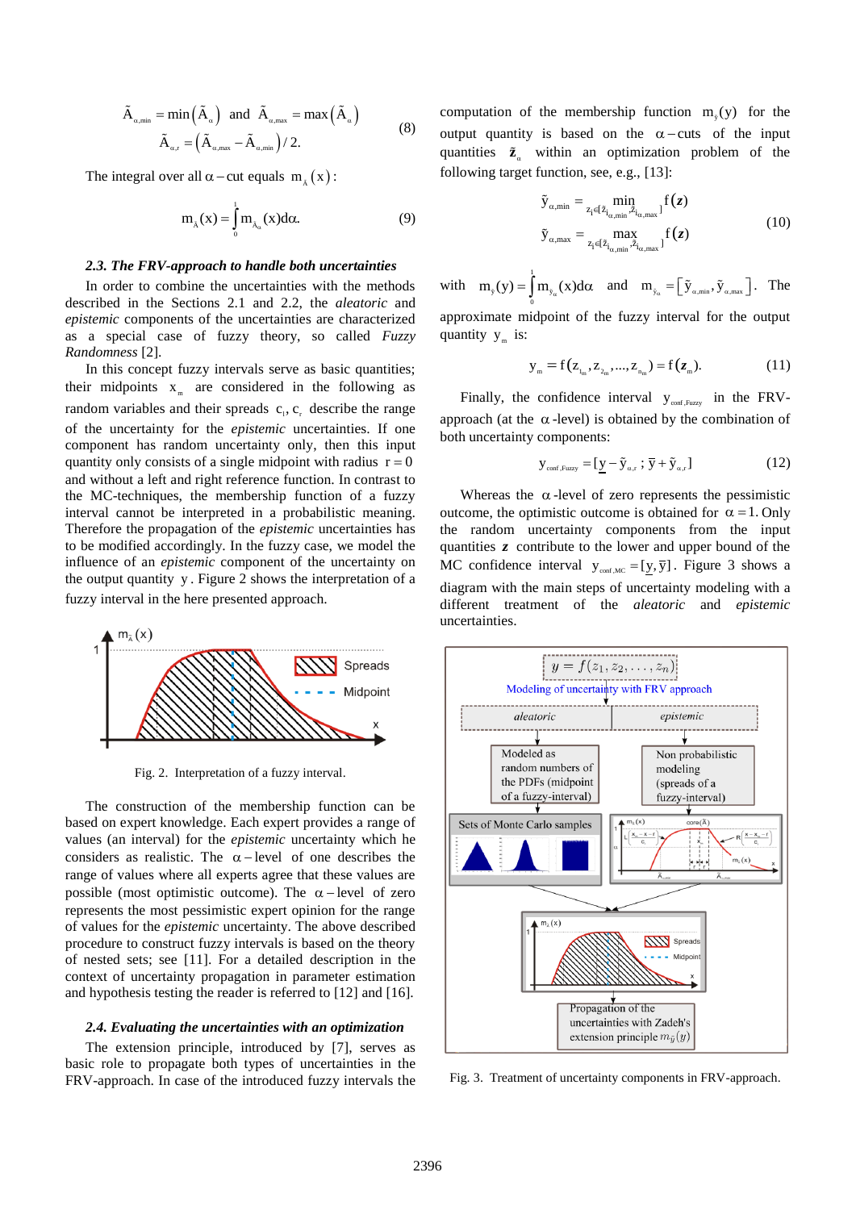$$\tilde{A}_{\alpha,\min} = \min\left(\tilde{A}_{\alpha}\right) \text{ and } \tilde{A}_{\alpha,\max} = \max\left(\tilde{A}_{\alpha}\right)$$
$$\tilde{A}_{\alpha,r} = \left(\tilde{A}_{\alpha,\max} - \tilde{A}_{\alpha,\min}\right)/2. \tag{8}$$

The integral over all $\alpha$ – cut equals $m_{\tilde{A}}(x)$:

$$m_{\tilde{A}}(x) = \int_0^1 m_{\tilde{A}_\alpha}(x) d\alpha. \tag{9}$$

### *2.3. The FRV-approach to handle both uncertainties*

In order to combine the uncertainties with the methods described in the Sections 2.1 and 2.2, the *aleatoric* and *epistemic* components of the uncertainties are characterized as a special case of fuzzy theory, so called *Fuzzy Randomness* [2].

In this concept fuzzy intervals serve as basic quantities; their midpoints $x_m$ are considered in the following as random variables and their spreads $c_l, c_r$ describe the range of the uncertainty for the *epistemic* uncertainties. If one component has random uncertainty only, then this input quantity only consists of a single midpoint with radius $r = 0$ and without a left and right reference function. In contrast to the MC-techniques, the membership function of a fuzzy interval cannot be interpreted in a probabilistic meaning. Therefore the propagation of the *epistemic* uncertainties has to be modified accordingly. In the fuzzy case, we model the influence of an *epistemic* component of the uncertainty on the output quantity $y$. Figure 2 shows the interpretation of a fuzzy interval in the here presented approach.

Fig. 2. Interpretation of a fuzzy interval.

The construction of the membership function can be based on expert knowledge. Each expert provides a range of values (an interval) for the *epistemic* uncertainty which he considers as realistic. The $\alpha$ – level of one describes the range of values where all experts agree that these values are possible (most optimistic outcome). The $\alpha$ – level of zero represents the most pessimistic expert opinion for the range of values for the *epistemic* uncertainty. The above described procedure to construct fuzzy intervals is based on the theory of nested sets; see [11]. For a detailed description in the context of uncertainty propagation in parameter estimation and hypothesis testing the reader is referred to [12] and [16].

### *2.4. Evaluating the uncertainties with an optimization*

The extension principle, introduced by [7], serves as basic role to propagate both types of uncertainties in the FRV-approach. In case of the introduced fuzzy intervals the computation of the membership function $m_y(y)$ for the output quantity is based on the $\alpha$ – cuts of the input quantities $\tilde{\mathbf{z}}_\alpha$ within an optimization problem of the following target function, see, e.g., [13]:

$$\tilde{y}_{\alpha,\min} = \min_{z_i \in [\tilde{z}_{i_{\alpha,\min}}, \tilde{z}_{i_{\alpha,\max}}]} f(\mathbf{z})$$
$$\tilde{y}_{\alpha,\max} = \max_{z_i \in [\tilde{z}_{i_{\alpha,\min}}, \tilde{z}_{i_{\alpha,\max}}]} f(\mathbf{z}) \tag{10}$$

with $m_y(y) = \int_0^1 m_{\tilde{y}_\alpha}(x) d\alpha$ and $m_{\tilde{y}_\alpha} = \left[\tilde{y}_{\alpha,\min}, \tilde{y}_{\alpha,\max}\right]$. The approximate midpoint of the fuzzy interval for the output quantity $y_m$ is:

$$y_m = f(z_{1_m}, z_{2_m}, \ldots, z_{n_m}) = f(\mathbf{z}_m). \tag{11}$$

Finally, the confidence interval $y_{\text{conf,Fuzzy}}$ in the FRV-approach (at the $\alpha$-level) is obtained by the combination of both uncertainty components:

$$y_{\text{conf,Fuzzy}} = [\underline{y} - \tilde{y}_{\alpha,r} \, ; \, \overline{y} + \tilde{y}_{\alpha,r}] \tag{12}$$

Whereas the $\alpha$-level of zero represents the pessimistic outcome, the optimistic outcome is obtained for $\alpha = 1$. Only the random uncertainty components from the input quantities $\mathbf{z}$ contribute to the lower and upper bound of the MC confidence interval $y_{\text{conf,MC}} = [\underline{y}, \overline{y}]$. Figure 3 shows a diagram with the main steps of uncertainty modeling with a different treatment of the *aleatoric* and *epistemic* uncertainties.

Fig. 3. Treatment of uncertainty components in FRV-approach.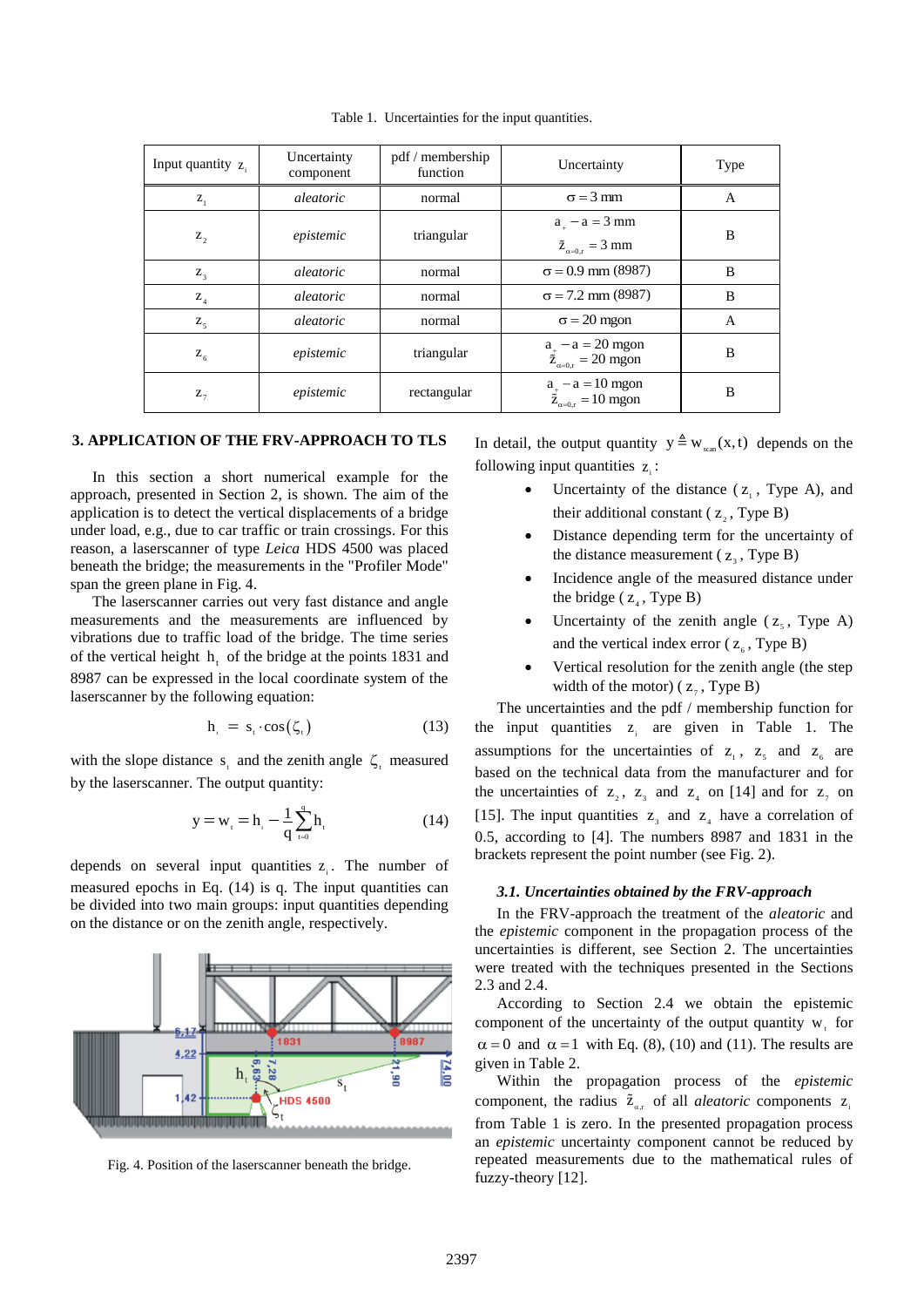Table 1. Uncertainties for the input quantities.

| Input quantity $z_i$ | Uncertainty component | pdf / membership function | Uncertainty | Type |
|---|---|---|---|---|
| $z_1$ | *aleatoric* | normal | $\sigma = 3$ mm | A |
| $z_2$ | *epistemic* | triangular | $a_+ - a = 3$ mm <br> $\tilde{z}_{\alpha=0,r} = 3$ mm | B |
| $z_3$ | *aleatoric* | normal | $\sigma = 0.9$ mm (8987) | B |
| $z_4$ | *aleatoric* | normal | $\sigma = 7.2$ mm (8987) | B |
| $z_5$ | *aleatoric* | normal | $\sigma = 20$ mgon | A |
| $z_6$ | *epistemic* | triangular | $a_+ - a = 20$ mgon <br> $\tilde{z}_{\alpha=0,r} = 20$ mgon | B |
| $z_7$ | *epistemic* | rectangular | $a_+ - a = 10$ mgon <br> $\tilde{z}_{\alpha=0,r} = 10$ mgon | B |

## 3. APPLICATION OF THE FRV-APPROACH TO TLS

In this section a short numerical example for the approach, presented in Section 2, is shown. The aim of the application is to detect the vertical displacements of a bridge under load, e.g., due to car traffic or train crossings. For this reason, a laserscanner of type *Leica* HDS 4500 was placed beneath the bridge; the measurements in the "Profiler Mode" span the green plane in Fig. 4.

The laserscanner carries out very fast distance and angle measurements and the measurements are influenced by vibrations due to traffic load of the bridge. The time series of the vertical height $h_t$ of the bridge at the points 1831 and 8987 can be expressed in the local coordinate system of the laserscanner by the following equation:

$$h_t = s_t \cdot \cos(\zeta_t) \tag{13}$$

with the slope distance $s_t$ and the zenith angle $\zeta_t$ measured by the laserscanner. The output quantity:

$$y = w_t = h_t - \frac{1}{q}\sum_{t=0}^{q} h_t \tag{14}$$

depends on several input quantities $z_i$. The number of measured epochs in Eq. (14) is q. The input quantities can be divided into two main groups: input quantities depending on the distance or on the zenith angle, respectively.

Fig. 4. Position of the laserscanner beneath the bridge.

In detail, the output quantity $y \triangleq w_{scan}(x,t)$ depends on the following input quantities $z_i$:

- Uncertainty of the distance ($z_1$, Type A), and their additional constant ($z_2$, Type B)
- Distance depending term for the uncertainty of the distance measurement ($z_3$, Type B)
- Incidence angle of the measured distance under the bridge ($z_4$, Type B)
- Uncertainty of the zenith angle ($z_5$, Type A) and the vertical index error ($z_6$, Type B)
- Vertical resolution for the zenith angle (the step width of the motor) ($z_7$, Type B)

The uncertainties and the pdf / membership function for the input quantities $z_i$ are given in Table 1. The assumptions for the uncertainties of $z_1$, $z_5$ and $z_6$ are based on the technical data from the manufacturer and for the uncertainties of $z_2$, $z_3$ and $z_4$ on [14] and for $z_7$ on [15]. The input quantities $z_3$ and $z_4$ have a correlation of 0.5, according to [4]. The numbers 8987 and 1831 in the brackets represent the point number (see Fig. 2).

### *3.1. Uncertainties obtained by the FRV-approach*

In the FRV-approach the treatment of the *aleatoric* and the *epistemic* component in the propagation process of the uncertainties is different, see Section 2. The uncertainties were treated with the techniques presented in the Sections 2.3 and 2.4.

According to Section 2.4 we obtain the epistemic component of the uncertainty of the output quantity $w_t$ for $\alpha = 0$ and $\alpha = 1$ with Eq. (8), (10) and (11). The results are given in Table 2.

Within the propagation process of the *epistemic* component, the radius $\tilde{z}_{\alpha,r}$ of all *aleatoric* components $z_i$ from Table 1 is zero. In the presented propagation process an *epistemic* uncertainty component cannot be reduced by repeated measurements due to the mathematical rules of fuzzy-theory [12].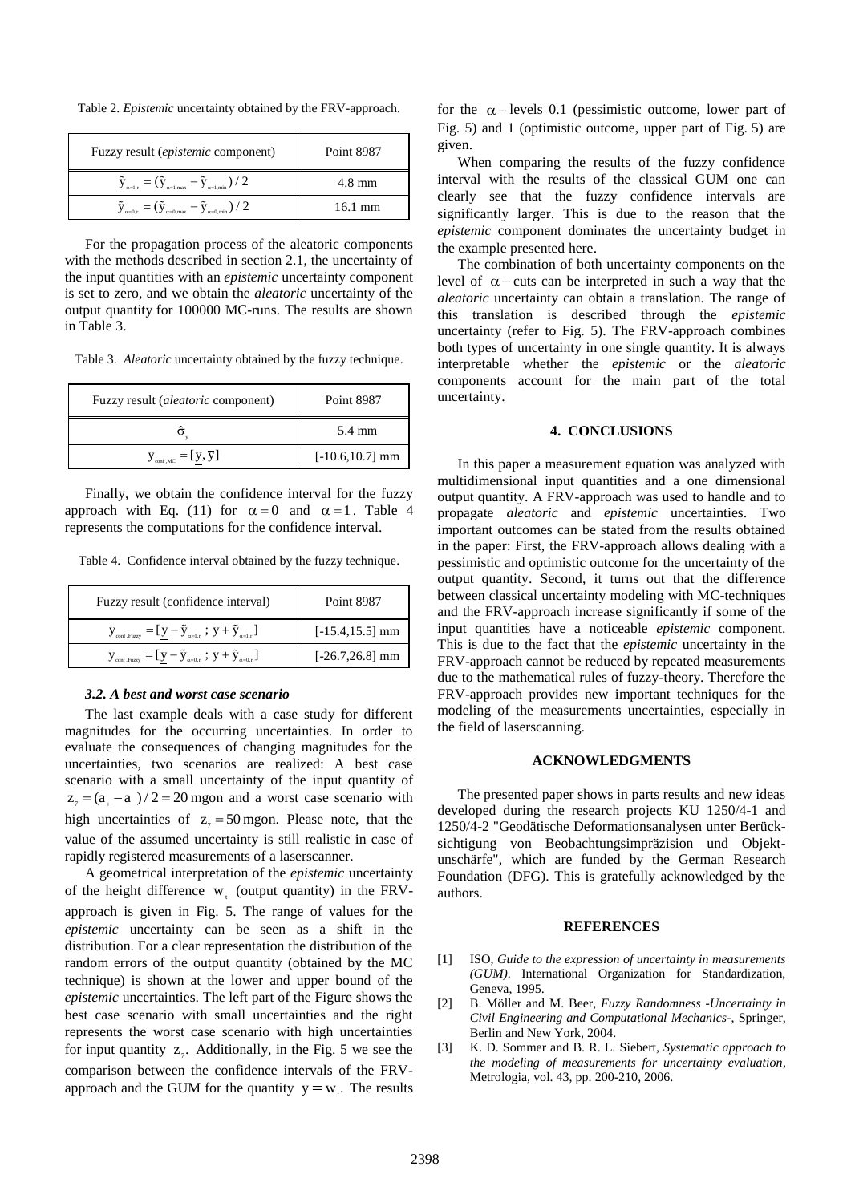Table 2. *Epistemic* uncertainty obtained by the FRV-approach.

| Fuzzy result (*epistemic* component) | Point 8987 |
|---|---|
| $\tilde{y}_{\alpha=1,r} = (\tilde{y}_{\alpha=1,\max} - \tilde{y}_{\alpha=1,\min})/2$ | 4.8 mm |
| $\tilde{y}_{\alpha=0,r} = (\tilde{y}_{\alpha=0,\max} - \tilde{y}_{\alpha=0,\min})/2$ | 16.1 mm |

For the propagation process of the aleatoric components with the methods described in section 2.1, the uncertainty of the input quantities with an *epistemic* uncertainty component is set to zero, and we obtain the *aleatoric* uncertainty of the output quantity for 100000 MC-runs. The results are shown in Table 3.

Table 3. *Aleatoric* uncertainty obtained by the fuzzy technique.

| Fuzzy result (*aleatoric* component) | Point 8987 |
|---|---|
| $\hat{\sigma}_y$ | 5.4 mm |
| $y_{\text{conf},MC} = [\underline{y}, \overline{y}]$ | [-10.6,10.7] mm |

Finally, we obtain the confidence interval for the fuzzy approach with Eq. (11) for $\alpha = 0$ and $\alpha = 1$. Table 4 represents the computations for the confidence interval.

Table 4. Confidence interval obtained by the fuzzy technique.

| Fuzzy result (confidence interval) | Point 8987 |
|---|---|
| $y_{\text{conf,Fuzzy}} = [\underline{y} - \tilde{y}_{\alpha=1,r}\ ;\ \overline{y} + \tilde{y}_{\alpha=1,r}]$ | [-15.4,15.5] mm |
| $y_{\text{conf,Fuzzy}} = [\underline{y} - \tilde{y}_{\alpha=0,r}\ ;\ \overline{y} + \tilde{y}_{\alpha=0,r}]$ | [-26.7,26.8] mm |

### *3.2. A best and worst case scenario*

The last example deals with a case study for different magnitudes for the occurring uncertainties. In order to evaluate the consequences of changing magnitudes for the uncertainties, two scenarios are realized: A best case scenario with a small uncertainty of the input quantity of $z_7 = (a_+ - a_-)/2 = 20$ mgon and a worst case scenario with high uncertainties of $z_7 = 50$ mgon. Please note, that the value of the assumed uncertainty is still realistic in case of rapidly registered measurements of a laserscanner.

A geometrical interpretation of the *epistemic* uncertainty of the height difference $w_t$ (output quantity) in the FRV-approach is given in Fig. 5. The range of values for the *epistemic* uncertainty can be seen as a shift in the distribution. For a clear representation the distribution of the random errors of the output quantity (obtained by the MC technique) is shown at the lower and upper bound of the *epistemic* uncertainties. The left part of the Figure shows the best case scenario with small uncertainties and the right represents the worst case scenario with high uncertainties for input quantity $z_7$. Additionally, in the Fig. 5 we see the comparison between the confidence intervals of the FRV-approach and the GUM for the quantity $y = w_t$. The results for the $\alpha$ – levels 0.1 (pessimistic outcome, lower part of Fig. 5) and 1 (optimistic outcome, upper part of Fig. 5) are given.

When comparing the results of the fuzzy confidence interval with the results of the classical GUM one can clearly see that the fuzzy confidence intervals are significantly larger. This is due to the reason that the *epistemic* component dominates the uncertainty budget in the example presented here.

The combination of both uncertainty components on the level of $\alpha$ – cuts can be interpreted in such a way that the *aleatoric* uncertainty can obtain a translation. The range of this translation is described through the *epistemic* uncertainty (refer to Fig. 5). The FRV-approach combines both types of uncertainty in one single quantity. It is always interpretable whether the *epistemic* or the *aleatoric* components account for the main part of the total uncertainty.

## 4. CONCLUSIONS

In this paper a measurement equation was analyzed with multidimensional input quantities and a one dimensional output quantity. A FRV-approach was used to handle and to propagate *aleatoric* and *epistemic* uncertainties. Two important outcomes can be stated from the results obtained in the paper: First, the FRV-approach allows dealing with a pessimistic and optimistic outcome for the uncertainty of the output quantity. Second, it turns out that the difference between classical uncertainty modeling with MC-techniques and the FRV-approach increase significantly if some of the input quantities have a noticeable *epistemic* component. This is due to the fact that the *epistemic* uncertainty in the FRV-approach cannot be reduced by repeated measurements due to the mathematical rules of fuzzy-theory. Therefore the FRV-approach provides new important techniques for the modeling of the measurements uncertainties, especially in the field of laserscanning.

## ACKNOWLEDGMENTS

The presented paper shows in parts results and new ideas developed during the research projects KU 1250/4-1 and 1250/4-2 "Geodätische Deformationsanalysen unter Berücksichtigung von Beobachtungsimpräzision und Objektunschärfe", which are funded by the German Research Foundation (DFG). This is gratefully acknowledged by the authors.

## REFERENCES

[1] ISO, *Guide to the expression of uncertainty in measurements (GUM)*. International Organization for Standardization, Geneva, 1995.

[2] B. Möller and M. Beer, *Fuzzy Randomness -Uncertainty in Civil Engineering and Computational Mechanics-*, Springer, Berlin and New York, 2004.

[3] K. D. Sommer and B. R. L. Siebert, *Systematic approach to the modeling of measurements for uncertainty evaluation*, Metrologia, vol. 43, pp. 200-210, 2006.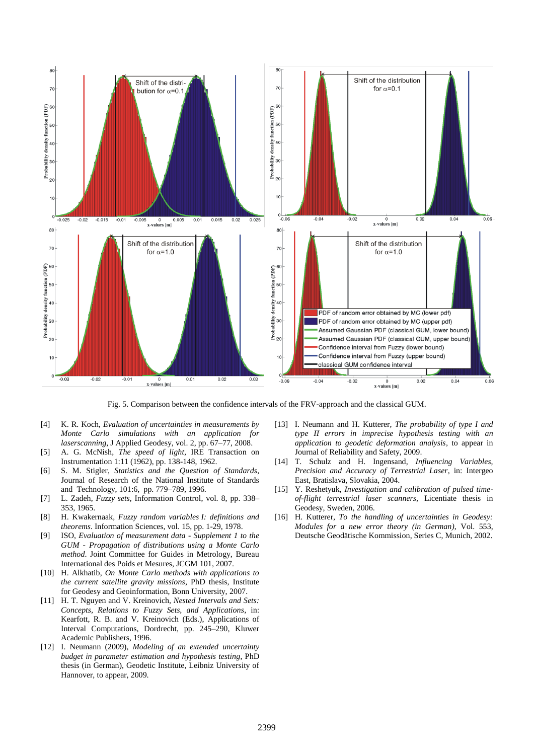Shift of the distri-
bution for α=0.1

Probability density function (PDF)

x-values [m]

Shift of the distribution
for α=0.1

Shift of the distribution
for α=1.0

Shift of the distribution
for α=1.0

PDF of random error obtained by MC (lower pdf)
PDF of random error obtained by MC (upper pdf)
Assumed Gaussian PDF (classical GUM, lower bound)
Assumed Gaussian PDF (classical GUM, upper bound)
Confidence interval from Fuzzy (lower bound)
Confidence interval from Fuzzy (upper bound)
classical GUM confidence interval

Fig. 5. Comparison between the confidence intervals of the FRV-approach and the classical GUM.

[4] K. R. Koch, *Evaluation of uncertainties in measurements by Monte Carlo simulations with an application for laserscanning*, J Applied Geodesy, vol. 2, pp. 67–77, 2008.

[5] A. G. McNish, *The speed of light*, IRE Transaction on Instrumentation 1:11 (1962), pp. 138-148, 1962.

[6] S. M. Stigler, *Statistics and the Question of Standards*, Journal of Research of the National Institute of Standards and Technology, 101:6, pp. 779–789, 1996.

[7] L. Zadeh, *Fuzzy sets*, Information Control, vol. 8, pp. 338–353, 1965.

[8] H. Kwakernaak, *Fuzzy random variables I: definitions and theorems*. Information Sciences, vol. 15, pp. 1-29, 1978.

[9] ISO, *Evaluation of measurement data - Supplement 1 to the GUM - Propagation of distributions using a Monte Carlo method*. Joint Committee for Guides in Metrology, Bureau International des Poids et Mesures, JCGM 101, 2007.

[10] H. Alkhatib, *On Monte Carlo methods with applications to the current satellite gravity missions*, PhD thesis, Institute for Geodesy and Geoinformation, Bonn University, 2007.

[11] H. T. Nguyen and V. Kreinovich, *Nested Intervals and Sets: Concepts, Relations to Fuzzy Sets, and Applications*, in: Kearfott, R. B. and V. Kreinovich (Eds.), Applications of Interval Computations, Dordrecht, pp. 245–290, Kluwer Academic Publishers, 1996.

[12] I. Neumann (2009), *Modeling of an extended uncertainty budget in parameter estimation and hypothesis testing*, PhD thesis (in German), Geodetic Institute, Leibniz University of Hannover, to appear, 2009.

[13] I. Neumann and H. Kutterer, *The probability of type I and type II errors in imprecise hypothesis testing with an application to geodetic deformation analysis*, to appear in Journal of Reliability and Safety, 2009.

[14] T. Schulz and H. Ingensand, *Influencing Variables, Precision and Accuracy of Terrestrial Laser*, in: Intergeo East, Bratislava, Slovakia, 2004.

[15] Y. Reshetyuk, *Investigation and calibration of pulsed time-of-flight terrestrial laser scanners*, Licentiate thesis in Geodesy, Sweden, 2006.

[16] H. Kutterer, *To the handling of uncertainties in Geodesy: Modules for a new error theory (in German)*, Vol. 553, Deutsche Geodätische Kommission, Series C, Munich, 2002.